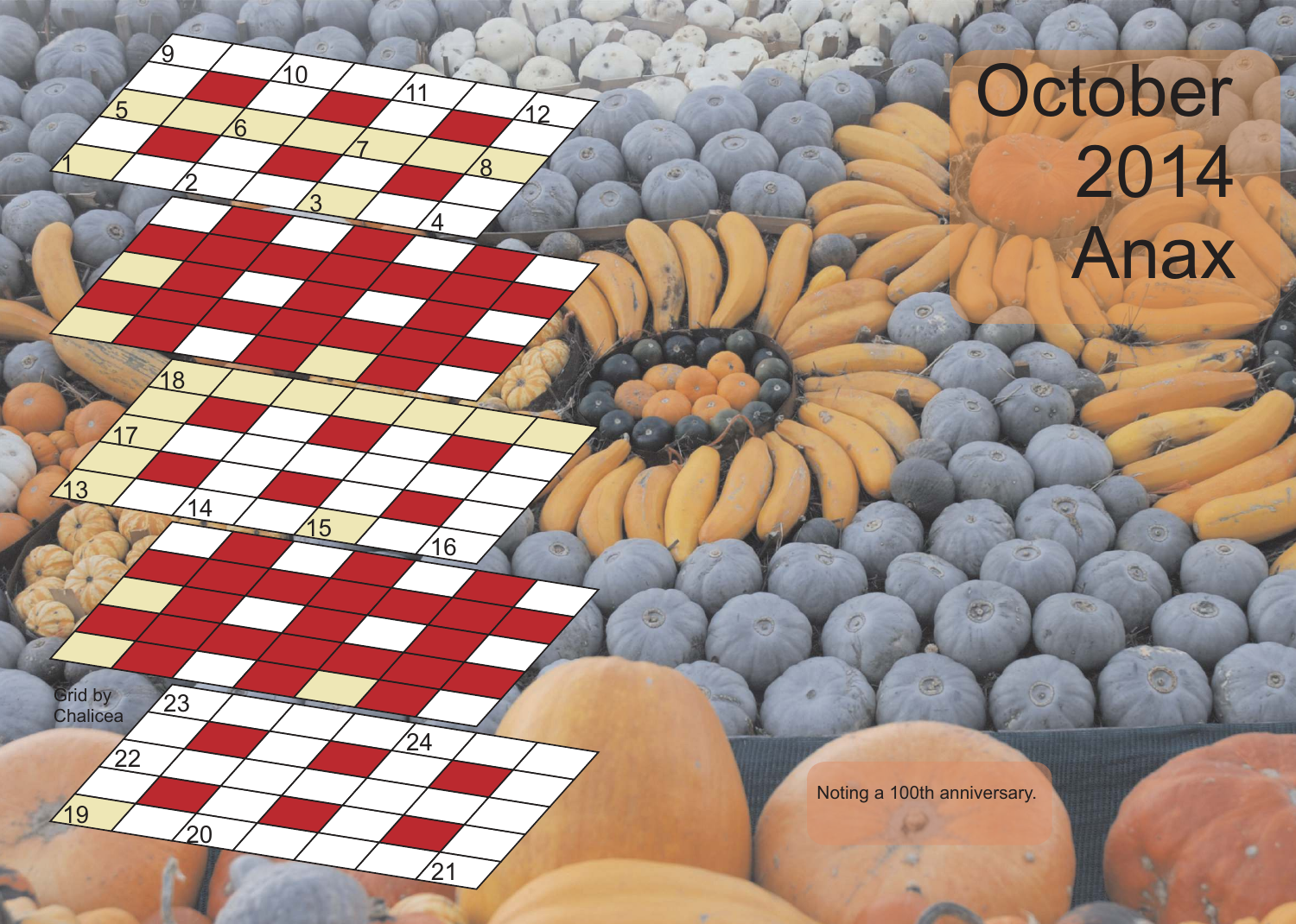# October 2014

# Anax

Noting a 100th anniversary.

Grid by Chalicea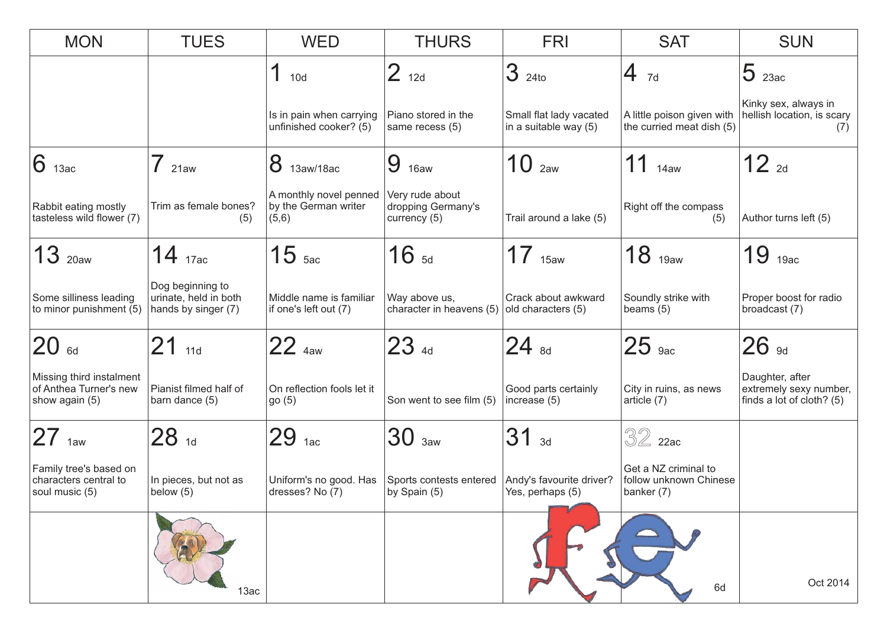| MON | TUES | WED | THURS | FRI | SAT | SUN |
|---|---|---|---|---|---|---|
| | | 1 10d<br>Is in pain when carrying unfinished cooker? (5) | 2 12d<br>Piano stored in the same recess (5) | 3 24to<br>Small flat lady vacated in a suitable way (5) | 4 7d<br>A little poison given with the curried meat dish (5) | 5 23ac<br>Kinky sex, always in hellish location, is scary (7) |
| 6 13ac<br>Rabbit eating mostly tasteless wild flower (7) | 7 21aw<br>Trim as female bones? (5) | 8 13aw/18ac<br>A monthly novel penned by the German writer (5,6) | 9 16aw<br>Very rude about dropping Germany's currency (5) | 10 2aw<br>Trail around a lake (5) | 11 14aw<br>Right off the compass (5) | 12 2d<br>Author turns left (5) |
| 13 20aw<br>Some silliness leading to minor punishment (5) | 14 17ac<br>Dog beginning to urinate, held in both hands by singer (7) | 15 5ac<br>Middle name is familiar if one's left out (7) | 16 5d<br>Way above us, character in heavens (5) | 17 15aw<br>Crack about awkward old characters (5) | 18 19aw<br>Soundly strike with beams (5) | 19 19ac<br>Proper boost for radio broadcast (7) |
| 20 6d<br>Missing third instalment of Anthea Turner's new show again (5) | 21 11d<br>Pianist filmed half of barn dance (5) | 22 4aw<br>On reflection fools let it go (5) | 23 4d<br>Son went to see film (5) | 24 8d<br>Good parts certainly increase (5) | 25 9ac<br>City in ruins, as news article (7) | 26 9d<br>Daughter, after extremely sexy number, finds a lot of cloth? (5) |
| 27 1aw<br>Family tree's based on characters central to soul music (5) | 28 1d<br>In pieces, but not as below (5) | 29 1ac<br>Uniform's no good. Has dresses? No (7) | 30 3aw<br>Sports contests entered by Spain (5) | 31 3d<br>Andy's favourite driver? Yes, perhaps (5) | 32 22ac<br>Get a NZ criminal to follow unknown Chinese banker (7) | |
| | 13ac | | | | 6d | Oct 2014 |